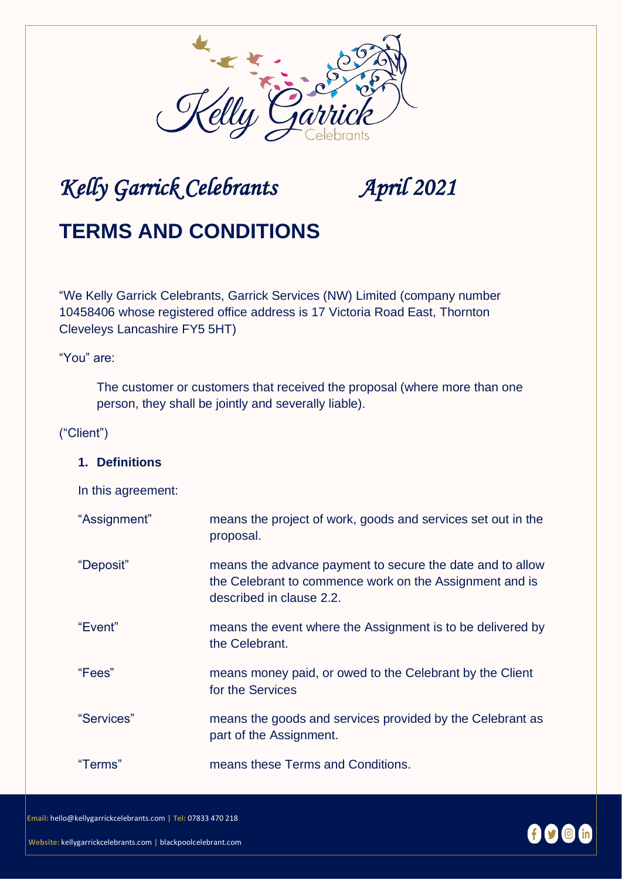*Kelly Garrick Celebrants* *April 2021*

# TERMS AND CONDITIONS

"We Kelly Garrick Celebrants, Garrick Services (NW) Limited (company number 10458406 whose registered office address is 17 Victoria Road East, Thornton Cleveleys Lancashire FY5 5HT)

"You" are:

The customer or customers that received the proposal (where more than one person, they shall be jointly and severally liable).

("Client")

## 1. Definitions

In this agreement:

| | |
|---|---|
| "Assignment" | means the project of work, goods and services set out in the proposal. |
| "Deposit" | means the advance payment to secure the date and to allow the Celebrant to commence work on the Assignment and is described in clause 2.2. |
| "Event" | means the event where the Assignment is to be delivered by the Celebrant. |
| "Fees" | means money paid, or owed to the Celebrant by the Client for the Services |
| "Services" | means the goods and services provided by the Celebrant as part of the Assignment. |
| "Terms" | means these Terms and Conditions. |

**Email:** hello@kellygarrickcelebrants.com | **Tel:** 07833 470 218

**Website:** kellygarrickcelebrants.com | blackpoolcelebrant.com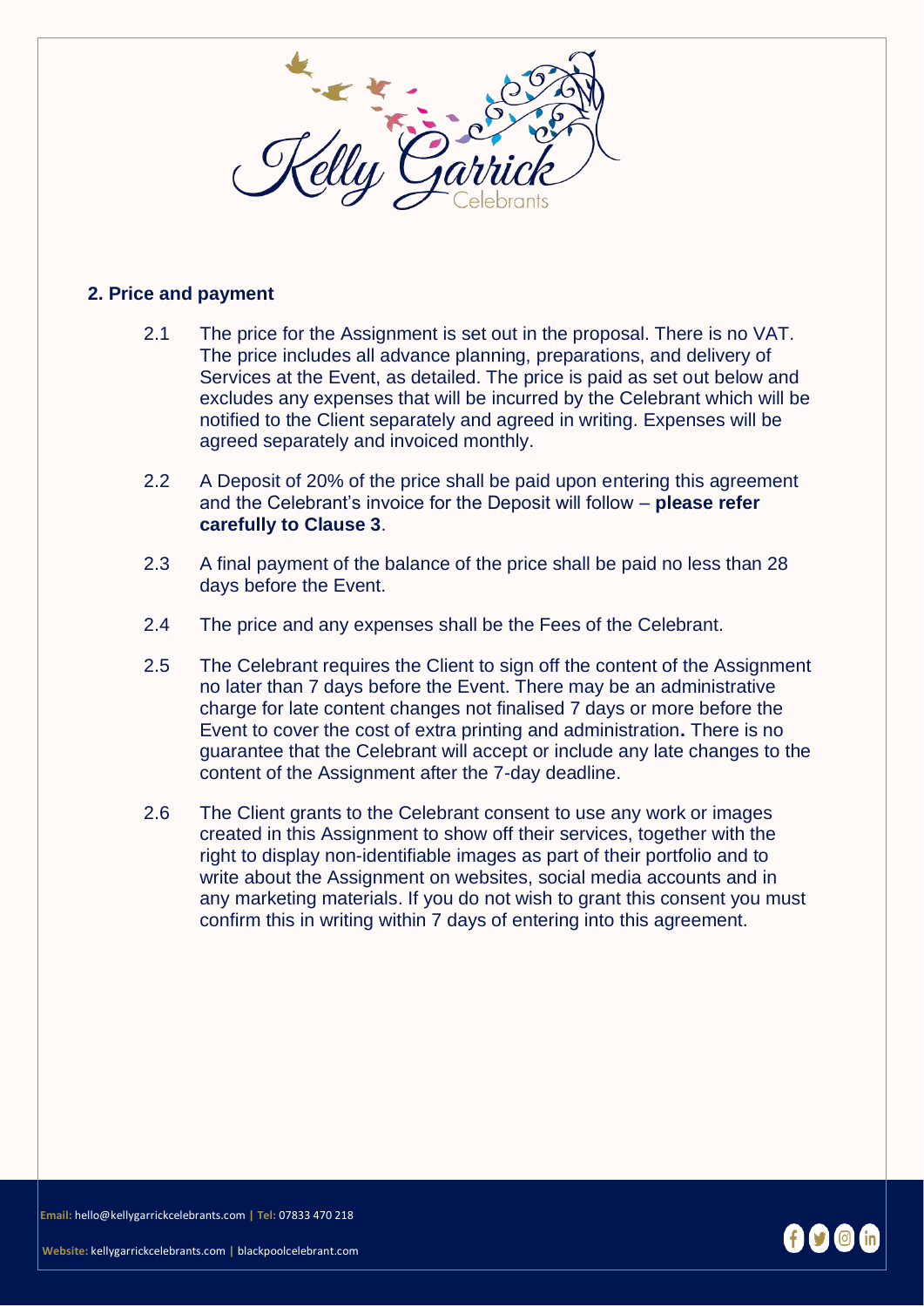## 2. Price and payment

2.1 The price for the Assignment is set out in the proposal. There is no VAT. The price includes all advance planning, preparations, and delivery of Services at the Event, as detailed. The price is paid as set out below and excludes any expenses that will be incurred by the Celebrant which will be notified to the Client separately and agreed in writing. Expenses will be agreed separately and invoiced monthly.

2.2 A Deposit of 20% of the price shall be paid upon entering this agreement and the Celebrant's invoice for the Deposit will follow – **please refer carefully to Clause 3**.

2.3 A final payment of the balance of the price shall be paid no less than 28 days before the Event.

2.4 The price and any expenses shall be the Fees of the Celebrant.

2.5 The Celebrant requires the Client to sign off the content of the Assignment no later than 7 days before the Event. There may be an administrative charge for late content changes not finalised 7 days or more before the Event to cover the cost of extra printing and administration**.** There is no guarantee that the Celebrant will accept or include any late changes to the content of the Assignment after the 7-day deadline.

2.6 The Client grants to the Celebrant consent to use any work or images created in this Assignment to show off their services, together with the right to display non-identifiable images as part of their portfolio and to write about the Assignment on websites, social media accounts and in any marketing materials. If you do not wish to grant this consent you must confirm this in writing within 7 days of entering into this agreement.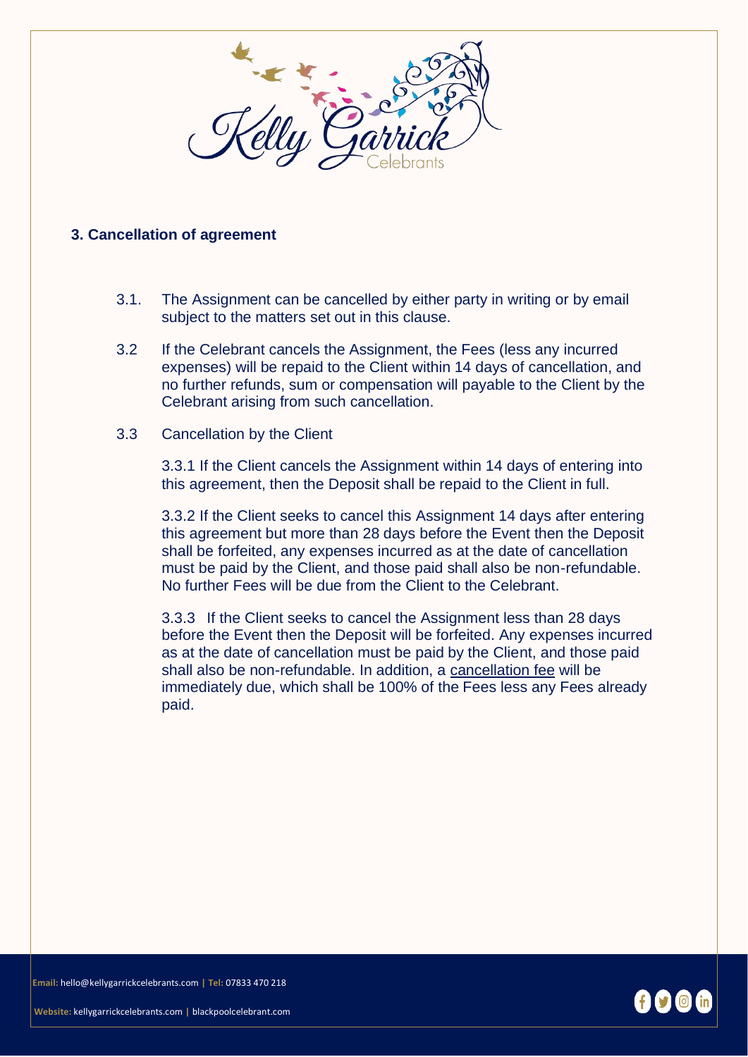### 3. Cancellation of agreement

3.1. The Assignment can be cancelled by either party in writing or by email subject to the matters set out in this clause.

3.2 If the Celebrant cancels the Assignment, the Fees (less any incurred expenses) will be repaid to the Client within 14 days of cancellation, and no further refunds, sum or compensation will payable to the Client by the Celebrant arising from such cancellation.

3.3 Cancellation by the Client

3.3.1 If the Client cancels the Assignment within 14 days of entering into this agreement, then the Deposit shall be repaid to the Client in full.

3.3.2 If the Client seeks to cancel this Assignment 14 days after entering this agreement but more than 28 days before the Event then the Deposit shall be forfeited, any expenses incurred as at the date of cancellation must be paid by the Client, and those paid shall also be non-refundable. No further Fees will be due from the Client to the Celebrant.

3.3.3 If the Client seeks to cancel the Assignment less than 28 days before the Event then the Deposit will be forfeited. Any expenses incurred as at the date of cancellation must be paid by the Client, and those paid shall also be non-refundable. In addition, a cancellation fee will be immediately due, which shall be 100% of the Fees less any Fees already paid.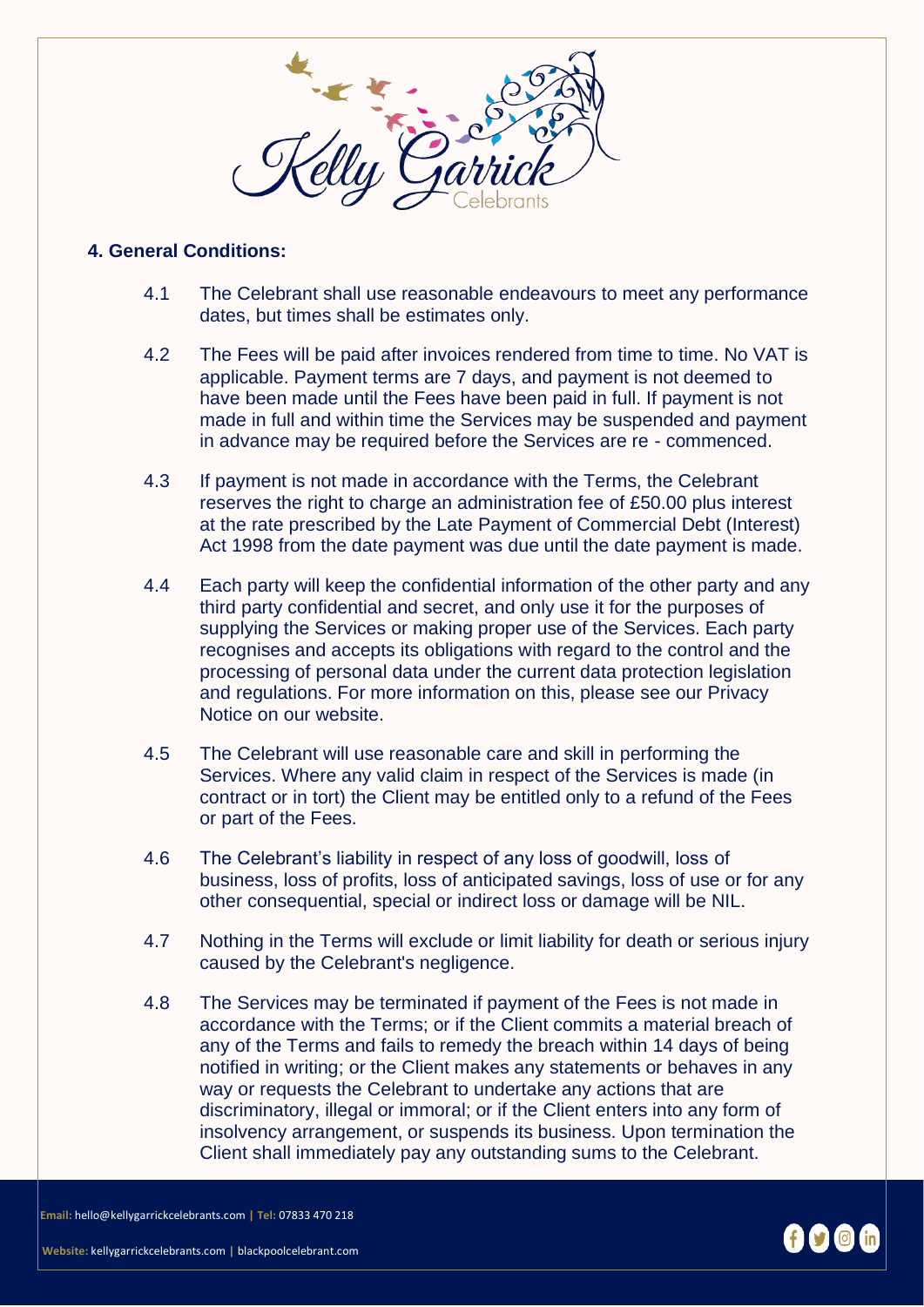## 4. General Conditions:

4.1 The Celebrant shall use reasonable endeavours to meet any performance dates, but times shall be estimates only.

4.2 The Fees will be paid after invoices rendered from time to time. No VAT is applicable. Payment terms are 7 days, and payment is not deemed to have been made until the Fees have been paid in full. If payment is not made in full and within time the Services may be suspended and payment in advance may be required before the Services are re - commenced.

4.3 If payment is not made in accordance with the Terms, the Celebrant reserves the right to charge an administration fee of £50.00 plus interest at the rate prescribed by the Late Payment of Commercial Debt (Interest) Act 1998 from the date payment was due until the date payment is made.

4.4 Each party will keep the confidential information of the other party and any third party confidential and secret, and only use it for the purposes of supplying the Services or making proper use of the Services. Each party recognises and accepts its obligations with regard to the control and the processing of personal data under the current data protection legislation and regulations. For more information on this, please see our Privacy Notice on our website.

4.5 The Celebrant will use reasonable care and skill in performing the Services. Where any valid claim in respect of the Services is made (in contract or in tort) the Client may be entitled only to a refund of the Fees or part of the Fees.

4.6 The Celebrant's liability in respect of any loss of goodwill, loss of business, loss of profits, loss of anticipated savings, loss of use or for any other consequential, special or indirect loss or damage will be NIL.

4.7 Nothing in the Terms will exclude or limit liability for death or serious injury caused by the Celebrant's negligence.

4.8 The Services may be terminated if payment of the Fees is not made in accordance with the Terms; or if the Client commits a material breach of any of the Terms and fails to remedy the breach within 14 days of being notified in writing; or the Client makes any statements or behaves in any way or requests the Celebrant to undertake any actions that are discriminatory, illegal or immoral; or if the Client enters into any form of insolvency arrangement, or suspends its business. Upon termination the Client shall immediately pay any outstanding sums to the Celebrant.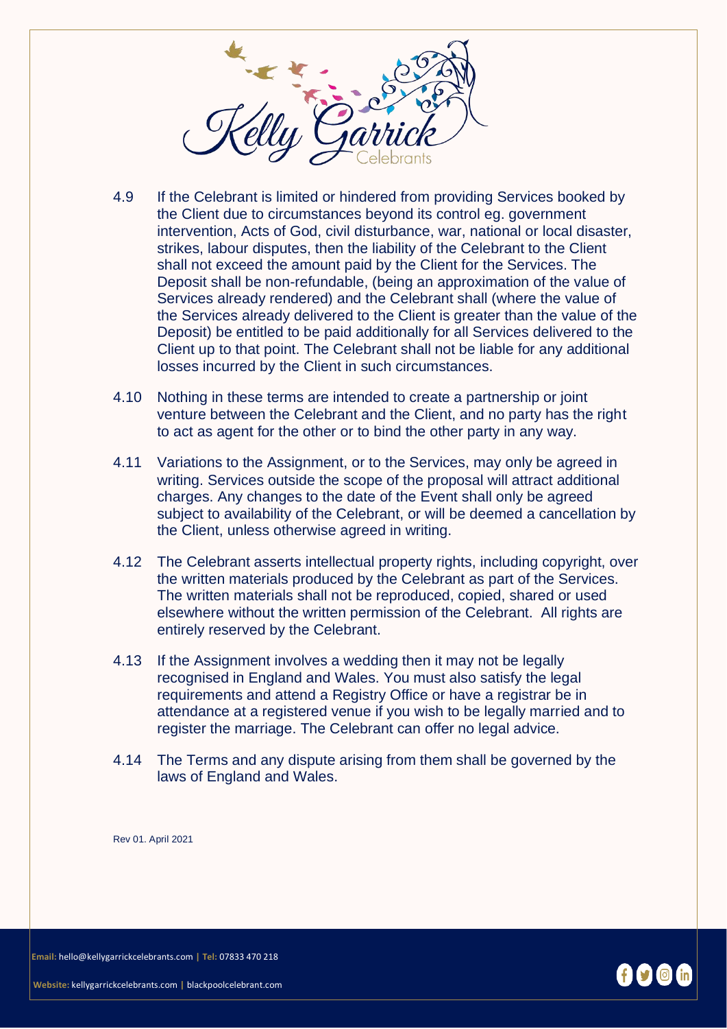4.9 If the Celebrant is limited or hindered from providing Services booked by the Client due to circumstances beyond its control eg. government intervention, Acts of God, civil disturbance, war, national or local disaster, strikes, labour disputes, then the liability of the Celebrant to the Client shall not exceed the amount paid by the Client for the Services. The Deposit shall be non-refundable, (being an approximation of the value of Services already rendered) and the Celebrant shall (where the value of the Services already delivered to the Client is greater than the value of the Deposit) be entitled to be paid additionally for all Services delivered to the Client up to that point. The Celebrant shall not be liable for any additional losses incurred by the Client in such circumstances.

4.10 Nothing in these terms are intended to create a partnership or joint venture between the Celebrant and the Client, and no party has the right to act as agent for the other or to bind the other party in any way.

4.11 Variations to the Assignment, or to the Services, may only be agreed in writing. Services outside the scope of the proposal will attract additional charges. Any changes to the date of the Event shall only be agreed subject to availability of the Celebrant, or will be deemed a cancellation by the Client, unless otherwise agreed in writing.

4.12 The Celebrant asserts intellectual property rights, including copyright, over the written materials produced by the Celebrant as part of the Services. The written materials shall not be reproduced, copied, shared or used elsewhere without the written permission of the Celebrant. All rights are entirely reserved by the Celebrant.

4.13 If the Assignment involves a wedding then it may not be legally recognised in England and Wales. You must also satisfy the legal requirements and attend a Registry Office or have a registrar be in attendance at a registered venue if you wish to be legally married and to register the marriage. The Celebrant can offer no legal advice.

4.14 The Terms and any dispute arising from them shall be governed by the laws of England and Wales.

Rev 01. April 2021